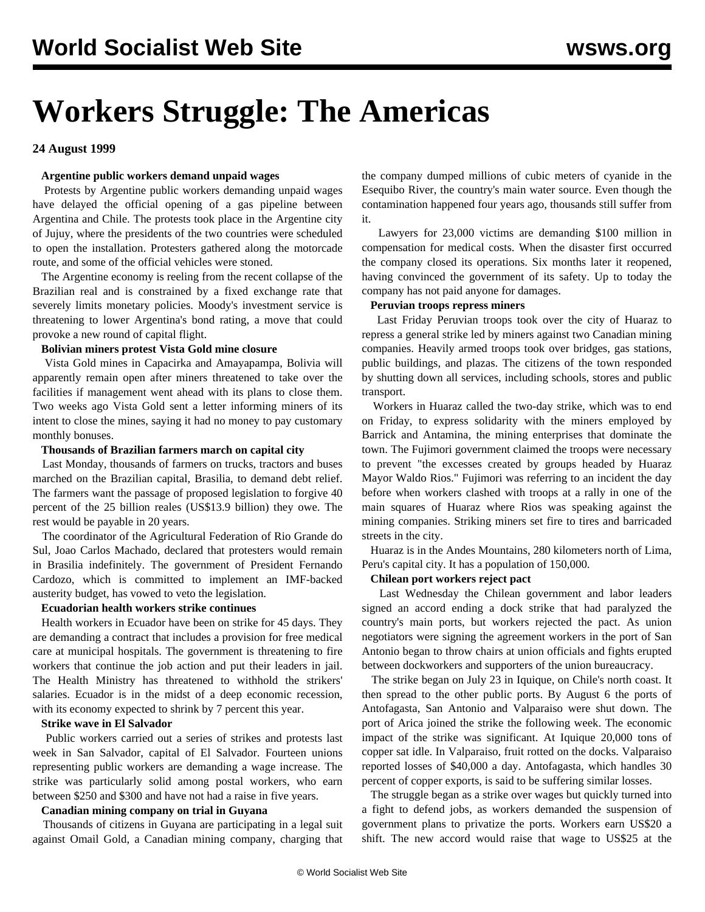# Workers Struggle: The Americas

**24 August 1999**

**Argentine public workers demand unpaid wages**

Protests by Argentine public workers demanding unpaid wages have delayed the official opening of a gas pipeline between Argentina and Chile. The protests took place in the Argentine city of Jujuy, where the presidents of the two countries were scheduled to open the installation. Protesters gathered along the motorcade route, and some of the official vehicles were stoned.

The Argentine economy is reeling from the recent collapse of the Brazilian real and is constrained by a fixed exchange rate that severely limits monetary policies. Moody's investment service is threatening to lower Argentina's bond rating, a move that could provoke a new round of capital flight.

**Bolivian miners protest Vista Gold mine closure**

Vista Gold mines in Capacirka and Amayapampa, Bolivia will apparently remain open after miners threatened to take over the facilities if management went ahead with its plans to close them. Two weeks ago Vista Gold sent a letter informing miners of its intent to close the mines, saying it had no money to pay customary monthly bonuses.

**Thousands of Brazilian farmers march on capital city**

Last Monday, thousands of farmers on trucks, tractors and buses marched on the Brazilian capital, Brasilia, to demand debt relief. The farmers want the passage of proposed legislation to forgive 40 percent of the 25 billion reales (US$13.9 billion) they owe. The rest would be payable in 20 years.

The coordinator of the Agricultural Federation of Rio Grande do Sul, Joao Carlos Machado, declared that protesters would remain in Brasilia indefinitely. The government of President Fernando Cardozo, which is committed to implement an IMF-backed austerity budget, has vowed to veto the legislation.

**Ecuadorian health workers strike continues**

Health workers in Ecuador have been on strike for 45 days. They are demanding a contract that includes a provision for free medical care at municipal hospitals. The government is threatening to fire workers that continue the job action and put their leaders in jail. The Health Ministry has threatened to withhold the strikers' salaries. Ecuador is in the midst of a deep economic recession, with its economy expected to shrink by 7 percent this year.

**Strike wave in El Salvador**

Public workers carried out a series of strikes and protests last week in San Salvador, capital of El Salvador. Fourteen unions representing public workers are demanding a wage increase. The strike was particularly solid among postal workers, who earn between $250 and $300 and have not had a raise in five years.

**Canadian mining company on trial in Guyana**

Thousands of citizens in Guyana are participating in a legal suit against Omail Gold, a Canadian mining company, charging that the company dumped millions of cubic meters of cyanide in the Esequibo River, the country's main water source. Even though the contamination happened four years ago, thousands still suffer from it.

Lawyers for 23,000 victims are demanding $100 million in compensation for medical costs. When the disaster first occurred the company closed its operations. Six months later it reopened, having convinced the government of its safety. Up to today the company has not paid anyone for damages.

**Peruvian troops repress miners**

Last Friday Peruvian troops took over the city of Huaraz to repress a general strike led by miners against two Canadian mining companies. Heavily armed troops took over bridges, gas stations, public buildings, and plazas. The citizens of the town responded by shutting down all services, including schools, stores and public transport.

Workers in Huaraz called the two-day strike, which was to end on Friday, to express solidarity with the miners employed by Barrick and Antamina, the mining enterprises that dominate the town. The Fujimori government claimed the troops were necessary to prevent "the excesses created by groups headed by Huaraz Mayor Waldo Rios." Fujimori was referring to an incident the day before when workers clashed with troops at a rally in one of the main squares of Huaraz where Rios was speaking against the mining companies. Striking miners set fire to tires and barricaded streets in the city.

Huaraz is in the Andes Mountains, 280 kilometers north of Lima, Peru's capital city. It has a population of 150,000.

**Chilean port workers reject pact**

Last Wednesday the Chilean government and labor leaders signed an accord ending a dock strike that had paralyzed the country's main ports, but workers rejected the pact. As union negotiators were signing the agreement workers in the port of San Antonio began to throw chairs at union officials and fights erupted between dockworkers and supporters of the union bureaucracy.

The strike began on July 23 in Iquique, on Chile's north coast. It then spread to the other public ports. By August 6 the ports of Antofagasta, San Antonio and Valparaiso were shut down. The port of Arica joined the strike the following week. The economic impact of the strike was significant. At Iquique 20,000 tons of copper sat idle. In Valparaiso, fruit rotted on the docks. Valparaiso reported losses of $40,000 a day. Antofagasta, which handles 30 percent of copper exports, is said to be suffering similar losses.

The struggle began as a strike over wages but quickly turned into a fight to defend jobs, as workers demanded the suspension of government plans to privatize the ports. Workers earn US$20 a shift. The new accord would raise that wage to US$25 at the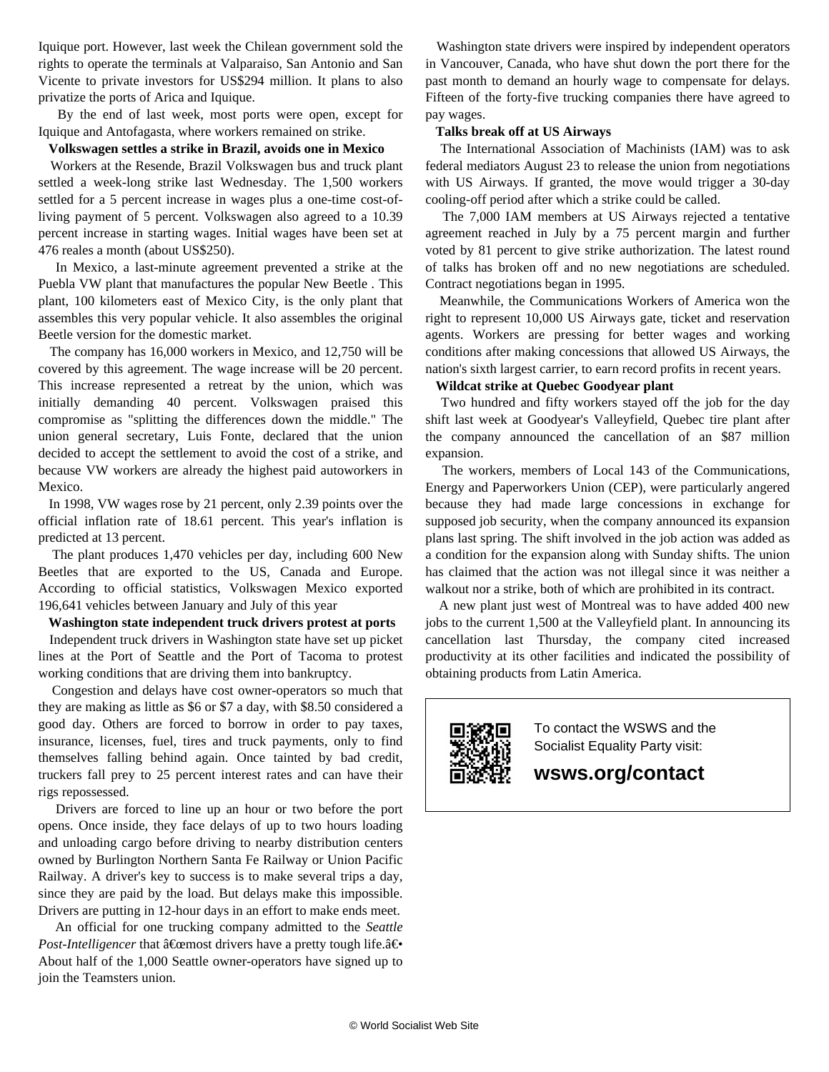Iquique port. However, last week the Chilean government sold the rights to operate the terminals at Valparaiso, San Antonio and San Vicente to private investors for US$294 million. It plans to also privatize the ports of Arica and Iquique.

By the end of last week, most ports were open, except for Iquique and Antofagasta, where workers remained on strike.

**Volkswagen settles a strike in Brazil, avoids one in Mexico**

Workers at the Resende, Brazil Volkswagen bus and truck plant settled a week-long strike last Wednesday. The 1,500 workers settled for a 5 percent increase in wages plus a one-time cost-of-living payment of 5 percent. Volkswagen also agreed to a 10.39 percent increase in starting wages. Initial wages have been set at 476 reales a month (about US$250).

In Mexico, a last-minute agreement prevented a strike at the Puebla VW plant that manufactures the popular New Beetle . This plant, 100 kilometers east of Mexico City, is the only plant that assembles this very popular vehicle. It also assembles the original Beetle version for the domestic market.

The company has 16,000 workers in Mexico, and 12,750 will be covered by this agreement. The wage increase will be 20 percent. This increase represented a retreat by the union, which was initially demanding 40 percent. Volkswagen praised this compromise as "splitting the differences down the middle." The union general secretary, Luis Fonte, declared that the union decided to accept the settlement to avoid the cost of a strike, and because VW workers are already the highest paid autoworkers in Mexico.

In 1998, VW wages rose by 21 percent, only 2.39 points over the official inflation rate of 18.61 percent. This year's inflation is predicted at 13 percent.

The plant produces 1,470 vehicles per day, including 600 New Beetles that are exported to the US, Canada and Europe. According to official statistics, Volkswagen Mexico exported 196,641 vehicles between January and July of this year

**Washington state independent truck drivers protest at ports**

Independent truck drivers in Washington state have set up picket lines at the Port of Seattle and the Port of Tacoma to protest working conditions that are driving them into bankruptcy.

Congestion and delays have cost owner-operators so much that they are making as little as $6 or $7 a day, with $8.50 considered a good day. Others are forced to borrow in order to pay taxes, insurance, licenses, fuel, tires and truck payments, only to find themselves falling behind again. Once tainted by bad credit, truckers fall prey to 25 percent interest rates and can have their rigs repossessed.

Drivers are forced to line up an hour or two before the port opens. Once inside, they face delays of up to two hours loading and unloading cargo before driving to nearby distribution centers owned by Burlington Northern Santa Fe Railway or Union Pacific Railway. A driver's key to success is to make several trips a day, since they are paid by the load. But delays make this impossible. Drivers are putting in 12-hour days in an effort to make ends meet.

An official for one trucking company admitted to the *Seattle Post-Intelligencer* that â€œmost drivers have a pretty tough life.â€• About half of the 1,000 Seattle owner-operators have signed up to join the Teamsters union.

Washington state drivers were inspired by independent operators in Vancouver, Canada, who have shut down the port there for the past month to demand an hourly wage to compensate for delays. Fifteen of the forty-five trucking companies there have agreed to pay wages.

**Talks break off at US Airways**

The International Association of Machinists (IAM) was to ask federal mediators August 23 to release the union from negotiations with US Airways. If granted, the move would trigger a 30-day cooling-off period after which a strike could be called.

The 7,000 IAM members at US Airways rejected a tentative agreement reached in July by a 75 percent margin and further voted by 81 percent to give strike authorization. The latest round of talks has broken off and no new negotiations are scheduled. Contract negotiations began in 1995.

Meanwhile, the Communications Workers of America won the right to represent 10,000 US Airways gate, ticket and reservation agents. Workers are pressing for better wages and working conditions after making concessions that allowed US Airways, the nation's sixth largest carrier, to earn record profits in recent years.

**Wildcat strike at Quebec Goodyear plant**

Two hundred and fifty workers stayed off the job for the day shift last week at Goodyear's Valleyfield, Quebec tire plant after the company announced the cancellation of an $87 million expansion.

The workers, members of Local 143 of the Communications, Energy and Paperworkers Union (CEP), were particularly angered because they had made large concessions in exchange for supposed job security, when the company announced its expansion plans last spring. The shift involved in the job action was added as a condition for the expansion along with Sunday shifts. The union has claimed that the action was not illegal since it was neither a walkout nor a strike, both of which are prohibited in its contract.

A new plant just west of Montreal was to have added 400 new jobs to the current 1,500 at the Valleyfield plant. In announcing its cancellation last Thursday, the company cited increased productivity at its other facilities and indicated the possibility of obtaining products from Latin America.

To contact the WSWS and the Socialist Equality Party visit:

**wsws.org/contact**